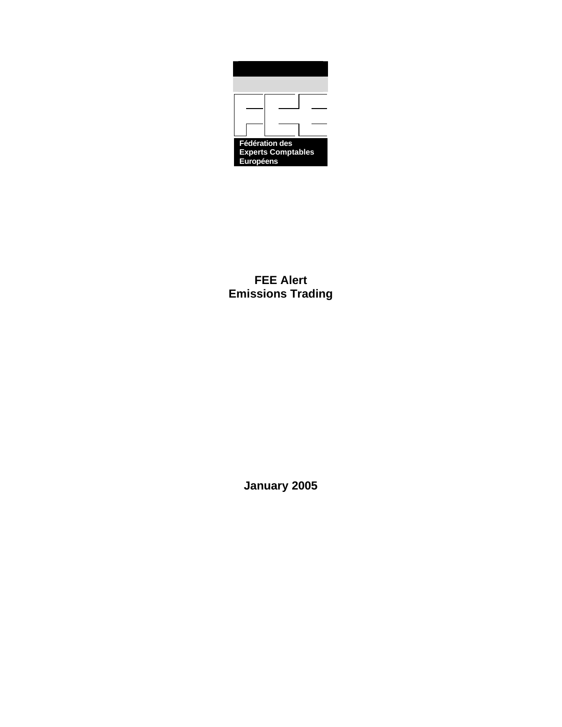Fédération des Experts Comptables Européens

# FEE Alert
# Emissions Trading

January 2005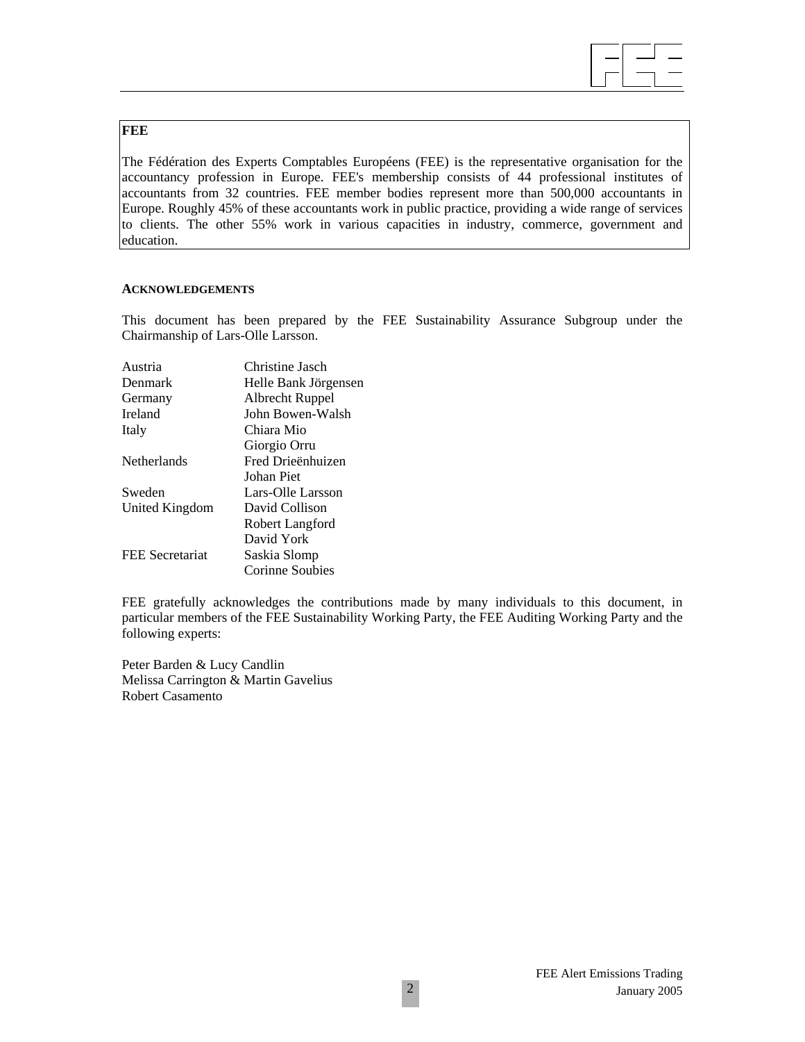**FEE**

The Fédération des Experts Comptables Européens (FEE) is the representative organisation for the accountancy profession in Europe. FEE's membership consists of 44 professional institutes of accountants from 32 countries. FEE member bodies represent more than 500,000 accountants in Europe. Roughly 45% of these accountants work in public practice, providing a wide range of services to clients. The other 55% work in various capacities in industry, commerce, government and education.

**ACKNOWLEDGEMENTS**

This document has been prepared by the FEE Sustainability Assurance Subgroup under the Chairmanship of Lars-Olle Larsson.

| | |
|---|---|
| Austria | Christine Jasch |
| Denmark | Helle Bank Jörgensen |
| Germany | Albrecht Ruppel |
| Ireland | John Bowen-Walsh |
| Italy | Chiara Mio |
| | Giorgio Orru |
| Netherlands | Fred Drieënhuizen |
| | Johan Piet |
| Sweden | Lars-Olle Larsson |
| United Kingdom | David Collison |
| | Robert Langford |
| | David York |
| FEE Secretariat | Saskia Slomp |
| | Corinne Soubies |

FEE gratefully acknowledges the contributions made by many individuals to this document, in particular members of the FEE Sustainability Working Party, the FEE Auditing Working Party and the following experts:

Peter Barden & Lucy Candlin
Melissa Carrington & Martin Gavelius
Robert Casamento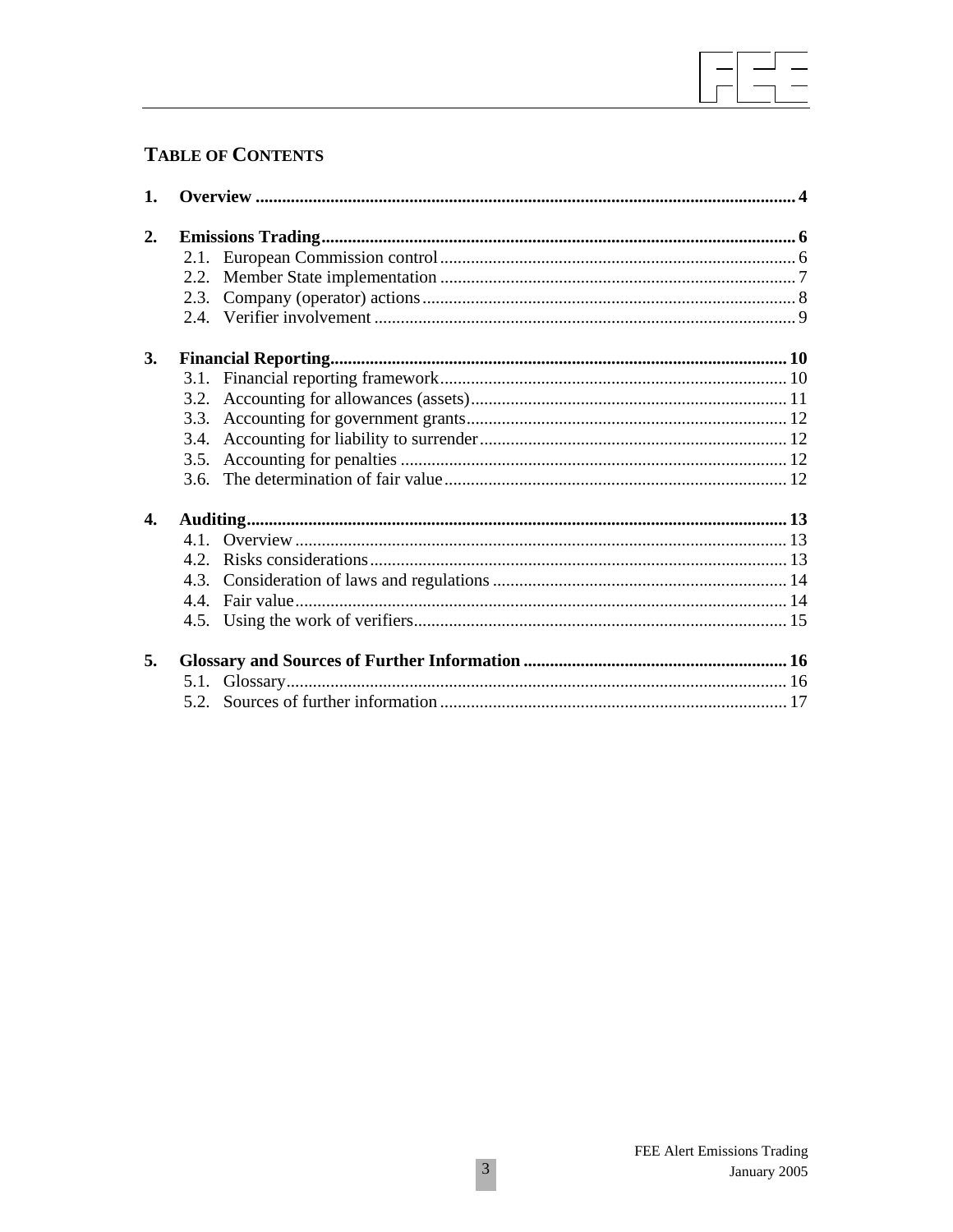## TABLE OF CONTENTS

**1. Overview** ..... **4**

**2. Emissions Trading** ..... **6**
- 2.1. European Commission control ..... 6
- 2.2. Member State implementation ..... 7
- 2.3. Company (operator) actions ..... 8
- 2.4. Verifier involvement ..... 9

**3. Financial Reporting** ..... **10**
- 3.1. Financial reporting framework ..... 10
- 3.2. Accounting for allowances (assets) ..... 11
- 3.3. Accounting for government grants ..... 12
- 3.4. Accounting for liability to surrender ..... 12
- 3.5. Accounting for penalties ..... 12
- 3.6. The determination of fair value ..... 12

**4. Auditing** ..... **13**
- 4.1. Overview ..... 13
- 4.2. Risks considerations ..... 13
- 4.3. Consideration of laws and regulations ..... 14
- 4.4. Fair value ..... 14
- 4.5. Using the work of verifiers ..... 15

**5. Glossary and Sources of Further Information** ..... **16**
- 5.1. Glossary ..... 16
- 5.2. Sources of further information ..... 17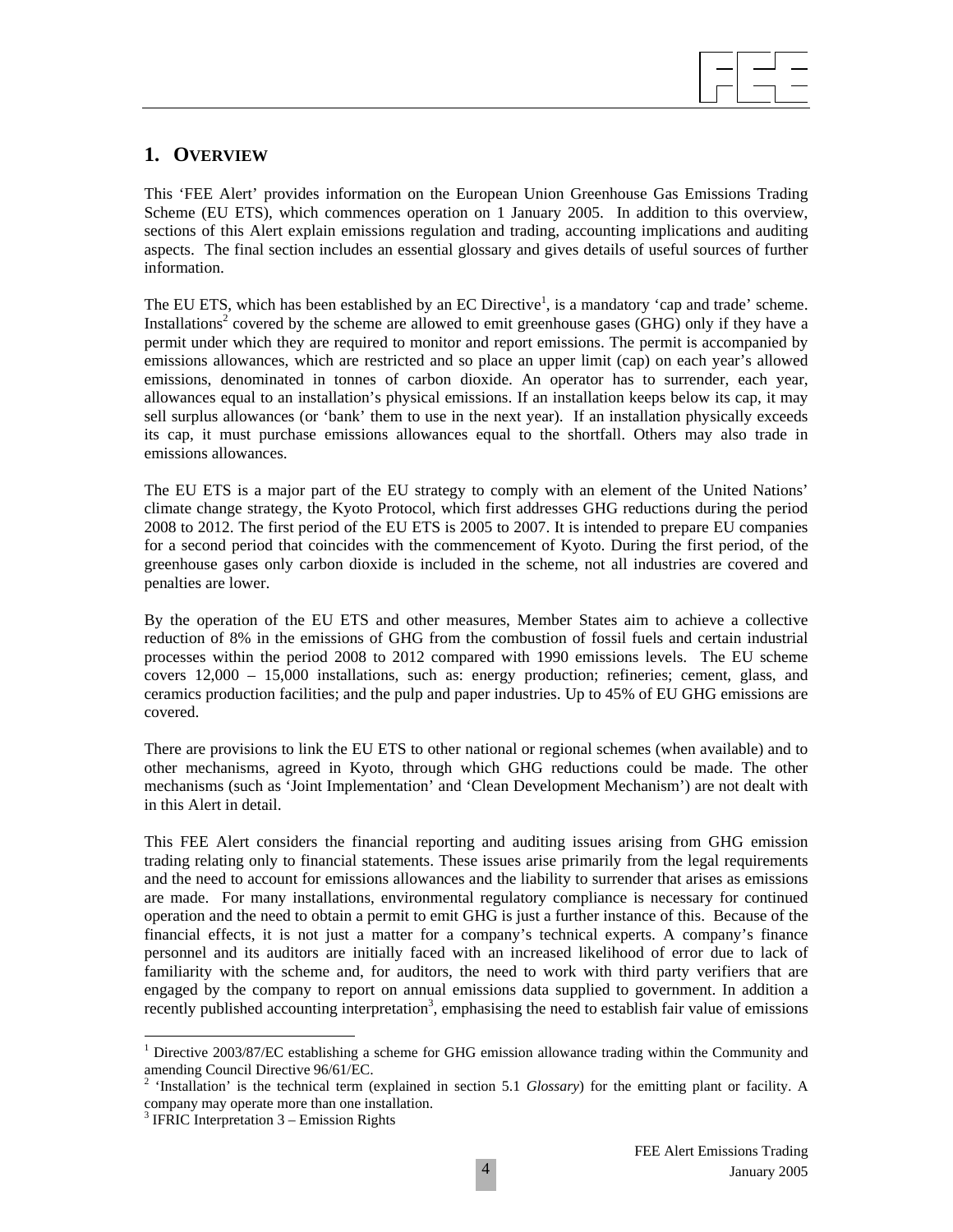## 1. OVERVIEW

This 'FEE Alert' provides information on the European Union Greenhouse Gas Emissions Trading Scheme (EU ETS), which commences operation on 1 January 2005. In addition to this overview, sections of this Alert explain emissions regulation and trading, accounting implications and auditing aspects. The final section includes an essential glossary and gives details of useful sources of further information.

The EU ETS, which has been established by an EC Directive[1], is a mandatory 'cap and trade' scheme. Installations[2] covered by the scheme are allowed to emit greenhouse gases (GHG) only if they have a permit under which they are required to monitor and report emissions. The permit is accompanied by emissions allowances, which are restricted and so place an upper limit (cap) on each year's allowed emissions, denominated in tonnes of carbon dioxide. An operator has to surrender, each year, allowances equal to an installation's physical emissions. If an installation keeps below its cap, it may sell surplus allowances (or 'bank' them to use in the next year). If an installation physically exceeds its cap, it must purchase emissions allowances equal to the shortfall. Others may also trade in emissions allowances.

The EU ETS is a major part of the EU strategy to comply with an element of the United Nations' climate change strategy, the Kyoto Protocol, which first addresses GHG reductions during the period 2008 to 2012. The first period of the EU ETS is 2005 to 2007. It is intended to prepare EU companies for a second period that coincides with the commencement of Kyoto. During the first period, of the greenhouse gases only carbon dioxide is included in the scheme, not all industries are covered and penalties are lower.

By the operation of the EU ETS and other measures, Member States aim to achieve a collective reduction of 8% in the emissions of GHG from the combustion of fossil fuels and certain industrial processes within the period 2008 to 2012 compared with 1990 emissions levels. The EU scheme covers 12,000 – 15,000 installations, such as: energy production; refineries; cement, glass, and ceramics production facilities; and the pulp and paper industries. Up to 45% of EU GHG emissions are covered.

There are provisions to link the EU ETS to other national or regional schemes (when available) and to other mechanisms, agreed in Kyoto, through which GHG reductions could be made. The other mechanisms (such as 'Joint Implementation' and 'Clean Development Mechanism') are not dealt with in this Alert in detail.

This FEE Alert considers the financial reporting and auditing issues arising from GHG emission trading relating only to financial statements. These issues arise primarily from the legal requirements and the need to account for emissions allowances and the liability to surrender that arises as emissions are made. For many installations, environmental regulatory compliance is necessary for continued operation and the need to obtain a permit to emit GHG is just a further instance of this. Because of the financial effects, it is not just a matter for a company's technical experts. A company's finance personnel and its auditors are initially faced with an increased likelihood of error due to lack of familiarity with the scheme and, for auditors, the need to work with third party verifiers that are engaged by the company to report on annual emissions data supplied to government. In addition a recently published accounting interpretation[3], emphasising the need to establish fair value of emissions

---

[1] Directive 2003/87/EC establishing a scheme for GHG emission allowance trading within the Community and amending Council Directive 96/61/EC.

[2] 'Installation' is the technical term (explained in section 5.1 *Glossary*) for the emitting plant or facility. A company may operate more than one installation.

[3] IFRIC Interpretation 3 – Emission Rights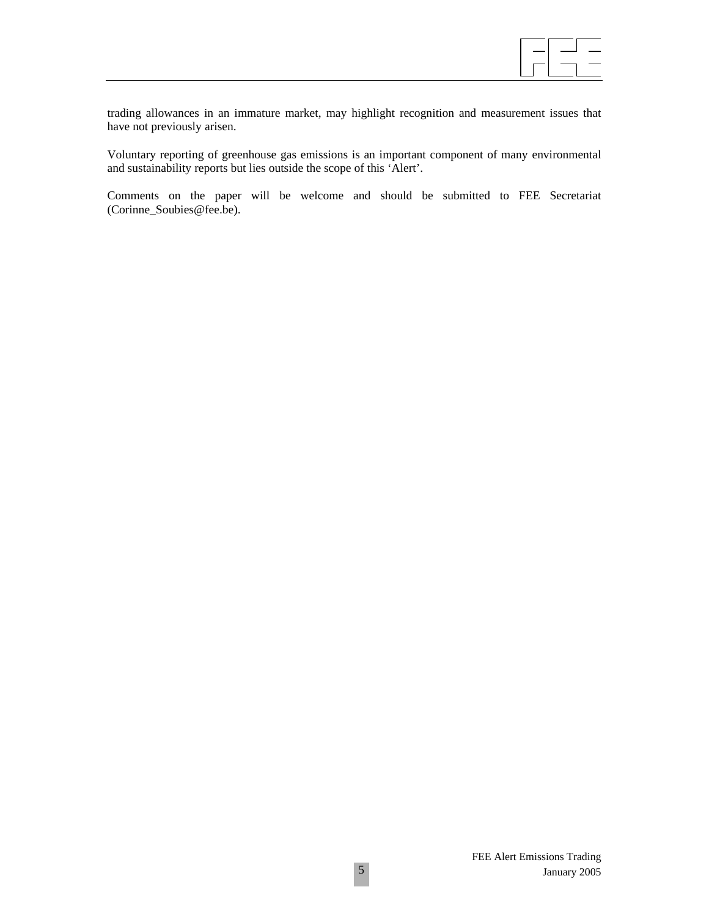trading allowances in an immature market, may highlight recognition and measurement issues that have not previously arisen.

Voluntary reporting of greenhouse gas emissions is an important component of many environmental and sustainability reports but lies outside the scope of this 'Alert'.

Comments on the paper will be welcome and should be submitted to FEE Secretariat (Corinne_Soubies@fee.be).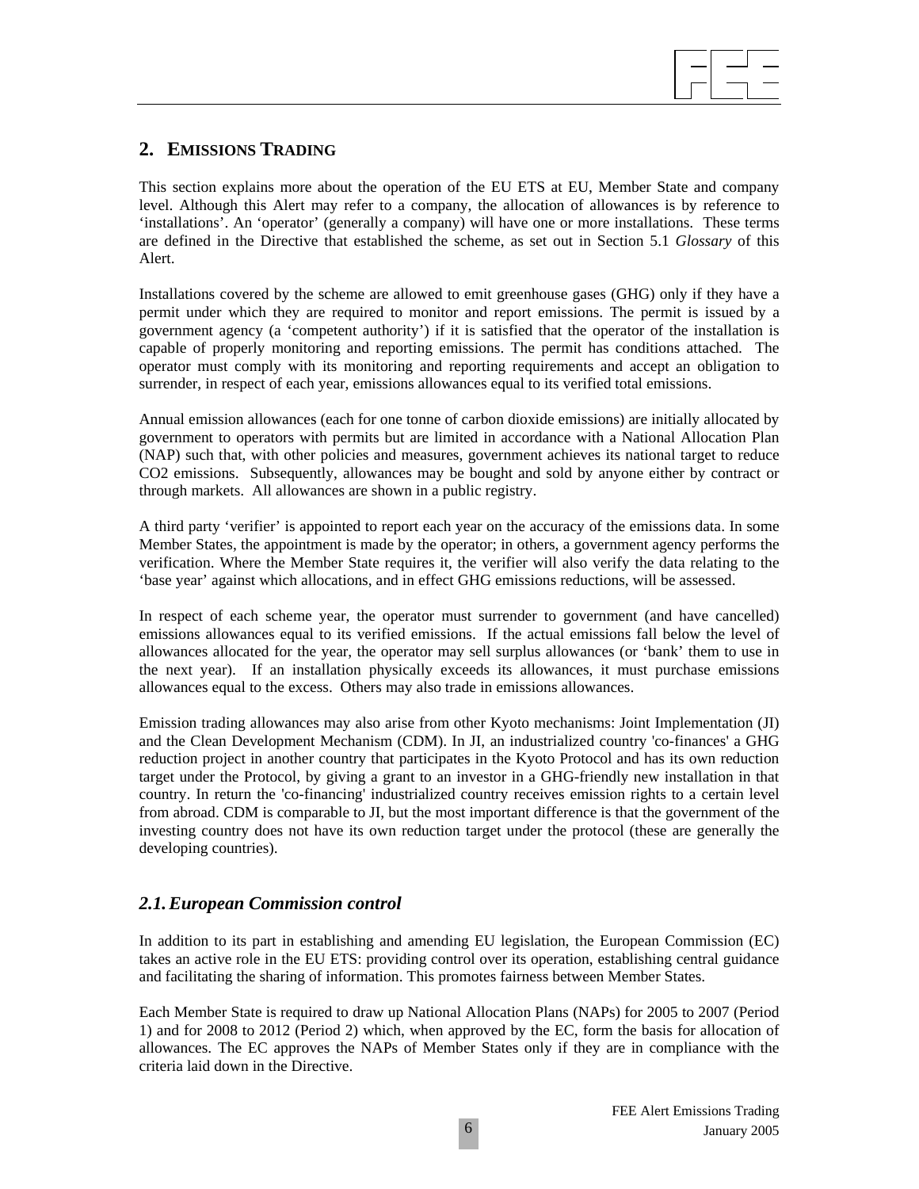## 2. EMISSIONS TRADING

This section explains more about the operation of the EU ETS at EU, Member State and company level. Although this Alert may refer to a company, the allocation of allowances is by reference to 'installations'. An 'operator' (generally a company) will have one or more installations. These terms are defined in the Directive that established the scheme, as set out in Section 5.1 *Glossary* of this Alert.

Installations covered by the scheme are allowed to emit greenhouse gases (GHG) only if they have a permit under which they are required to monitor and report emissions. The permit is issued by a government agency (a 'competent authority') if it is satisfied that the operator of the installation is capable of properly monitoring and reporting emissions. The permit has conditions attached. The operator must comply with its monitoring and reporting requirements and accept an obligation to surrender, in respect of each year, emissions allowances equal to its verified total emissions.

Annual emission allowances (each for one tonne of carbon dioxide emissions) are initially allocated by government to operators with permits but are limited in accordance with a National Allocation Plan (NAP) such that, with other policies and measures, government achieves its national target to reduce $CO_2$ emissions. Subsequently, allowances may be bought and sold by anyone either by contract or through markets. All allowances are shown in a public registry.

A third party 'verifier' is appointed to report each year on the accuracy of the emissions data. In some Member States, the appointment is made by the operator; in others, a government agency performs the verification. Where the Member State requires it, the verifier will also verify the data relating to the 'base year' against which allocations, and in effect GHG emissions reductions, will be assessed.

In respect of each scheme year, the operator must surrender to government (and have cancelled) emissions allowances equal to its verified emissions. If the actual emissions fall below the level of allowances allocated for the year, the operator may sell surplus allowances (or 'bank' them to use in the next year). If an installation physically exceeds its allowances, it must purchase emissions allowances equal to the excess. Others may also trade in emissions allowances.

Emission trading allowances may also arise from other Kyoto mechanisms: Joint Implementation (JI) and the Clean Development Mechanism (CDM). In JI, an industrialized country 'co-finances' a GHG reduction project in another country that participates in the Kyoto Protocol and has its own reduction target under the Protocol, by giving a grant to an investor in a GHG-friendly new installation in that country. In return the 'co-financing' industrialized country receives emission rights to a certain level from abroad. CDM is comparable to JI, but the most important difference is that the government of the investing country does not have its own reduction target under the protocol (these are generally the developing countries).

### *2.1. European Commission control*

In addition to its part in establishing and amending EU legislation, the European Commission (EC) takes an active role in the EU ETS: providing control over its operation, establishing central guidance and facilitating the sharing of information. This promotes fairness between Member States.

Each Member State is required to draw up National Allocation Plans (NAPs) for 2005 to 2007 (Period 1) and for 2008 to 2012 (Period 2) which, when approved by the EC, form the basis for allocation of allowances. The EC approves the NAPs of Member States only if they are in compliance with the criteria laid down in the Directive.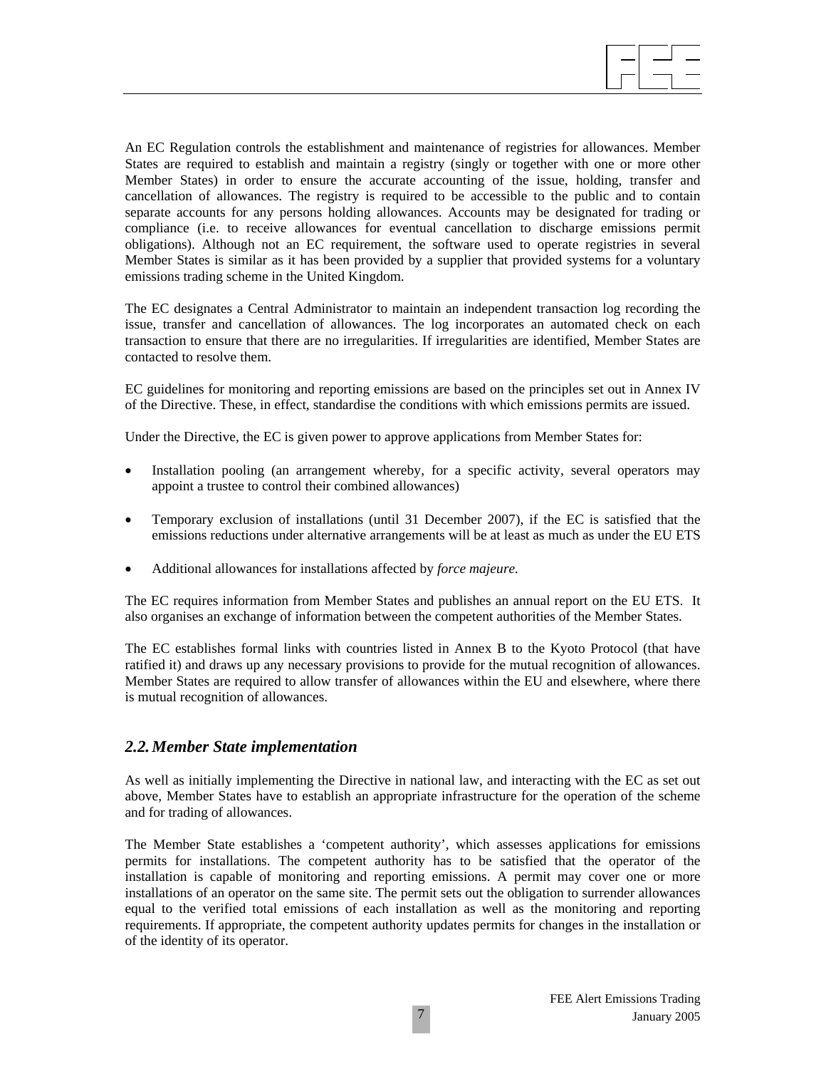An EC Regulation controls the establishment and maintenance of registries for allowances. Member States are required to establish and maintain a registry (singly or together with one or more other Member States) in order to ensure the accurate accounting of the issue, holding, transfer and cancellation of allowances. The registry is required to be accessible to the public and to contain separate accounts for any persons holding allowances. Accounts may be designated for trading or compliance (i.e. to receive allowances for eventual cancellation to discharge emissions permit obligations). Although not an EC requirement, the software used to operate registries in several Member States is similar as it has been provided by a supplier that provided systems for a voluntary emissions trading scheme in the United Kingdom.

The EC designates a Central Administrator to maintain an independent transaction log recording the issue, transfer and cancellation of allowances. The log incorporates an automated check on each transaction to ensure that there are no irregularities. If irregularities are identified, Member States are contacted to resolve them.

EC guidelines for monitoring and reporting emissions are based on the principles set out in Annex IV of the Directive. These, in effect, standardise the conditions with which emissions permits are issued.

Under the Directive, the EC is given power to approve applications from Member States for:

- Installation pooling (an arrangement whereby, for a specific activity, several operators may appoint a trustee to control their combined allowances)
- Temporary exclusion of installations (until 31 December 2007), if the EC is satisfied that the emissions reductions under alternative arrangements will be at least as much as under the EU ETS
- Additional allowances for installations affected by *force majeure.*

The EC requires information from Member States and publishes an annual report on the EU ETS. It also organises an exchange of information between the competent authorities of the Member States.

The EC establishes formal links with countries listed in Annex B to the Kyoto Protocol (that have ratified it) and draws up any necessary provisions to provide for the mutual recognition of allowances. Member States are required to allow transfer of allowances within the EU and elsewhere, where there is mutual recognition of allowances.

## *2.2. Member State implementation*

As well as initially implementing the Directive in national law, and interacting with the EC as set out above, Member States have to establish an appropriate infrastructure for the operation of the scheme and for trading of allowances.

The Member State establishes a 'competent authority', which assesses applications for emissions permits for installations. The competent authority has to be satisfied that the operator of the installation is capable of monitoring and reporting emissions. A permit may cover one or more installations of an operator on the same site. The permit sets out the obligation to surrender allowances equal to the verified total emissions of each installation as well as the monitoring and reporting requirements. If appropriate, the competent authority updates permits for changes in the installation or of the identity of its operator.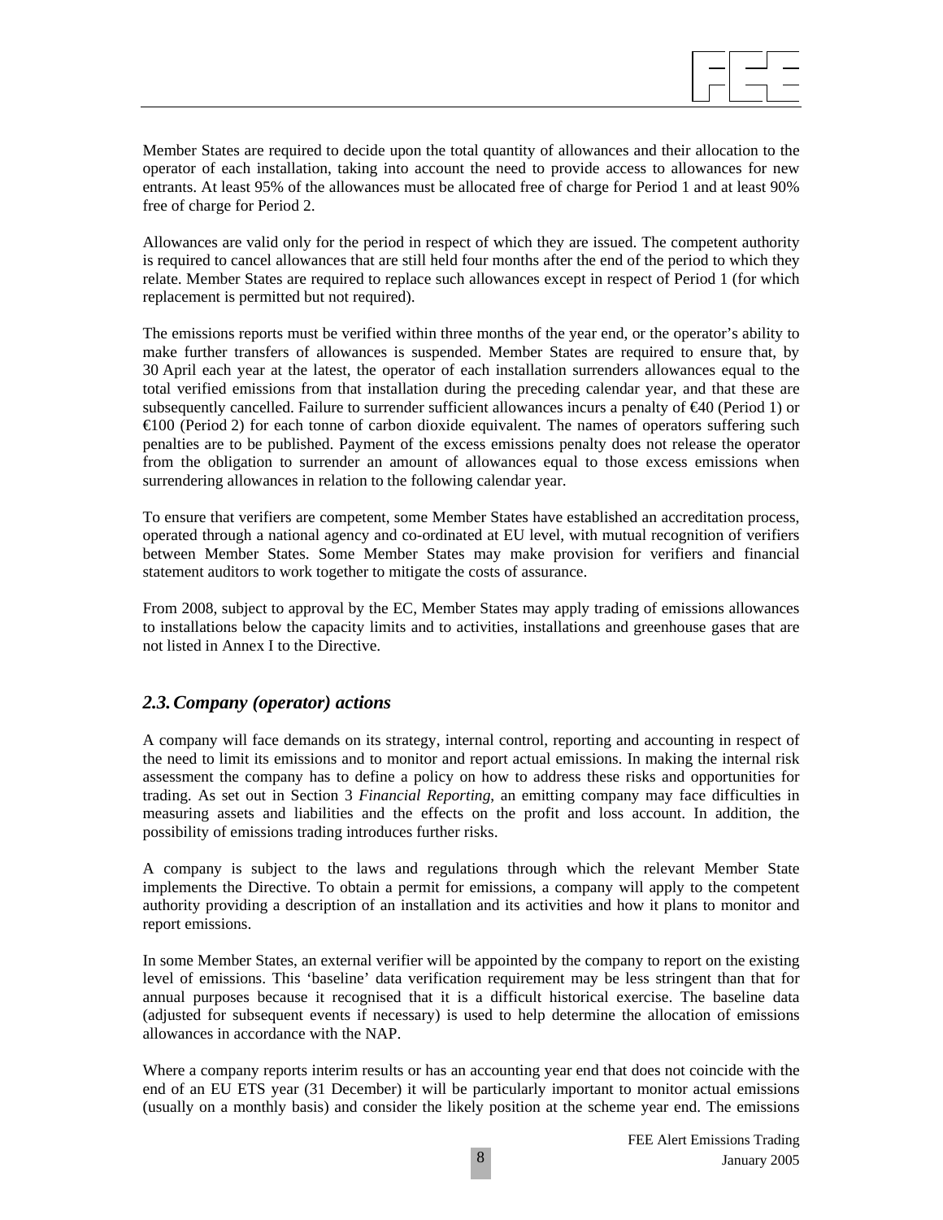Member States are required to decide upon the total quantity of allowances and their allocation to the operator of each installation, taking into account the need to provide access to allowances for new entrants. At least 95% of the allowances must be allocated free of charge for Period 1 and at least 90% free of charge for Period 2.

Allowances are valid only for the period in respect of which they are issued. The competent authority is required to cancel allowances that are still held four months after the end of the period to which they relate. Member States are required to replace such allowances except in respect of Period 1 (for which replacement is permitted but not required).

The emissions reports must be verified within three months of the year end, or the operator's ability to make further transfers of allowances is suspended. Member States are required to ensure that, by 30 April each year at the latest, the operator of each installation surrenders allowances equal to the total verified emissions from that installation during the preceding calendar year, and that these are subsequently cancelled. Failure to surrender sufficient allowances incurs a penalty of €40 (Period 1) or €100 (Period 2) for each tonne of carbon dioxide equivalent. The names of operators suffering such penalties are to be published. Payment of the excess emissions penalty does not release the operator from the obligation to surrender an amount of allowances equal to those excess emissions when surrendering allowances in relation to the following calendar year.

To ensure that verifiers are competent, some Member States have established an accreditation process, operated through a national agency and co-ordinated at EU level, with mutual recognition of verifiers between Member States. Some Member States may make provision for verifiers and financial statement auditors to work together to mitigate the costs of assurance.

From 2008, subject to approval by the EC, Member States may apply trading of emissions allowances to installations below the capacity limits and to activities, installations and greenhouse gases that are not listed in Annex I to the Directive.

## *2.3. Company (operator) actions*

A company will face demands on its strategy, internal control, reporting and accounting in respect of the need to limit its emissions and to monitor and report actual emissions. In making the internal risk assessment the company has to define a policy on how to address these risks and opportunities for trading. As set out in Section 3 *Financial Reporting*, an emitting company may face difficulties in measuring assets and liabilities and the effects on the profit and loss account. In addition, the possibility of emissions trading introduces further risks.

A company is subject to the laws and regulations through which the relevant Member State implements the Directive. To obtain a permit for emissions, a company will apply to the competent authority providing a description of an installation and its activities and how it plans to monitor and report emissions.

In some Member States, an external verifier will be appointed by the company to report on the existing level of emissions. This 'baseline' data verification requirement may be less stringent than that for annual purposes because it recognised that it is a difficult historical exercise. The baseline data (adjusted for subsequent events if necessary) is used to help determine the allocation of emissions allowances in accordance with the NAP.

Where a company reports interim results or has an accounting year end that does not coincide with the end of an EU ETS year (31 December) it will be particularly important to monitor actual emissions (usually on a monthly basis) and consider the likely position at the scheme year end. The emissions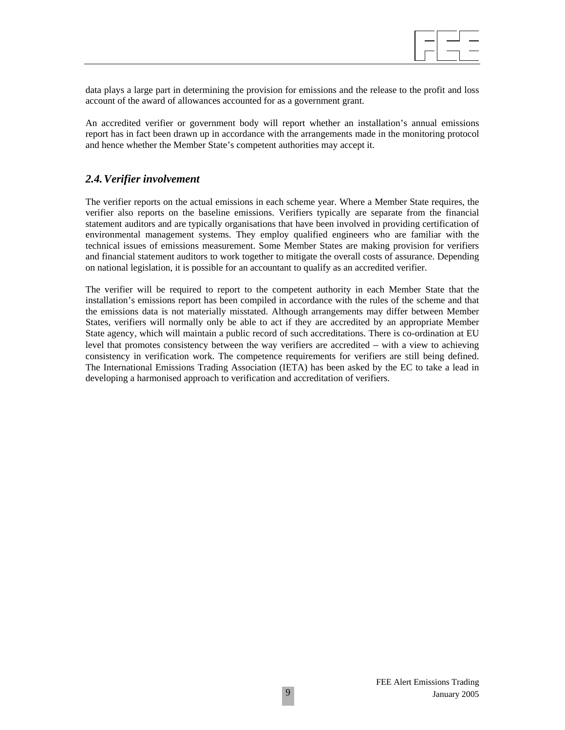data plays a large part in determining the provision for emissions and the release to the profit and loss account of the award of allowances accounted for as a government grant.

An accredited verifier or government body will report whether an installation's annual emissions report has in fact been drawn up in accordance with the arrangements made in the monitoring protocol and hence whether the Member State's competent authorities may accept it.

## *2.4. Verifier involvement*

The verifier reports on the actual emissions in each scheme year. Where a Member State requires, the verifier also reports on the baseline emissions. Verifiers typically are separate from the financial statement auditors and are typically organisations that have been involved in providing certification of environmental management systems. They employ qualified engineers who are familiar with the technical issues of emissions measurement. Some Member States are making provision for verifiers and financial statement auditors to work together to mitigate the overall costs of assurance. Depending on national legislation, it is possible for an accountant to qualify as an accredited verifier.

The verifier will be required to report to the competent authority in each Member State that the installation's emissions report has been compiled in accordance with the rules of the scheme and that the emissions data is not materially misstated. Although arrangements may differ between Member States, verifiers will normally only be able to act if they are accredited by an appropriate Member State agency, which will maintain a public record of such accreditations. There is co-ordination at EU level that promotes consistency between the way verifiers are accredited – with a view to achieving consistency in verification work. The competence requirements for verifiers are still being defined. The International Emissions Trading Association (IETA) has been asked by the EC to take a lead in developing a harmonised approach to verification and accreditation of verifiers.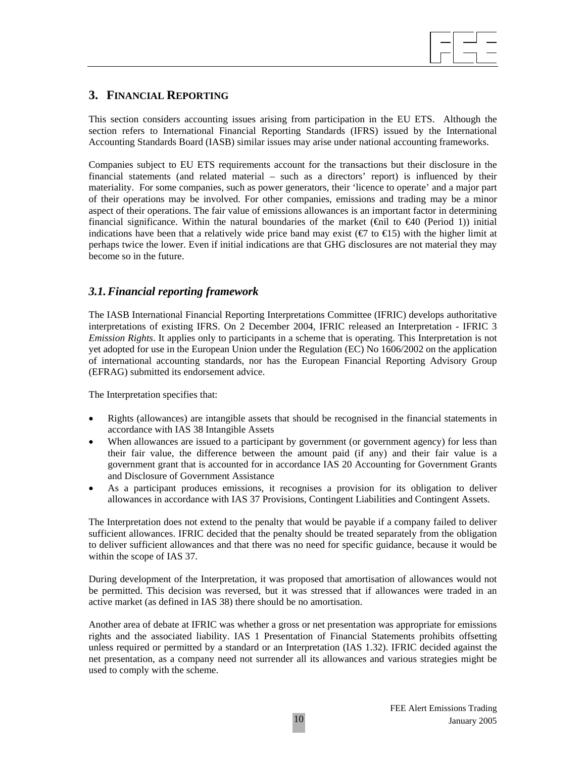## 3. FINANCIAL REPORTING

This section considers accounting issues arising from participation in the EU ETS. Although the section refers to International Financial Reporting Standards (IFRS) issued by the International Accounting Standards Board (IASB) similar issues may arise under national accounting frameworks.

Companies subject to EU ETS requirements account for the transactions but their disclosure in the financial statements (and related material – such as a directors' report) is influenced by their materiality. For some companies, such as power generators, their 'licence to operate' and a major part of their operations may be involved. For other companies, emissions and trading may be a minor aspect of their operations. The fair value of emissions allowances is an important factor in determining financial significance. Within the natural boundaries of the market (€nil to €40 (Period 1)) initial indications have been that a relatively wide price band may exist (€7 to €15) with the higher limit at perhaps twice the lower. Even if initial indications are that GHG disclosures are not material they may become so in the future.

### *3.1. Financial reporting framework*

The IASB International Financial Reporting Interpretations Committee (IFRIC) develops authoritative interpretations of existing IFRS. On 2 December 2004, IFRIC released an Interpretation - IFRIC 3 *Emission Rights*. It applies only to participants in a scheme that is operating. This Interpretation is not yet adopted for use in the European Union under the Regulation (EC) No 1606/2002 on the application of international accounting standards, nor has the European Financial Reporting Advisory Group (EFRAG) submitted its endorsement advice.

The Interpretation specifies that:

- Rights (allowances) are intangible assets that should be recognised in the financial statements in accordance with IAS 38 Intangible Assets
- When allowances are issued to a participant by government (or government agency) for less than their fair value, the difference between the amount paid (if any) and their fair value is a government grant that is accounted for in accordance IAS 20 Accounting for Government Grants and Disclosure of Government Assistance
- As a participant produces emissions, it recognises a provision for its obligation to deliver allowances in accordance with IAS 37 Provisions, Contingent Liabilities and Contingent Assets.

The Interpretation does not extend to the penalty that would be payable if a company failed to deliver sufficient allowances. IFRIC decided that the penalty should be treated separately from the obligation to deliver sufficient allowances and that there was no need for specific guidance, because it would be within the scope of IAS 37.

During development of the Interpretation, it was proposed that amortisation of allowances would not be permitted. This decision was reversed, but it was stressed that if allowances were traded in an active market (as defined in IAS 38) there should be no amortisation.

Another area of debate at IFRIC was whether a gross or net presentation was appropriate for emissions rights and the associated liability. IAS 1 Presentation of Financial Statements prohibits offsetting unless required or permitted by a standard or an Interpretation (IAS 1.32). IFRIC decided against the net presentation, as a company need not surrender all its allowances and various strategies might be used to comply with the scheme.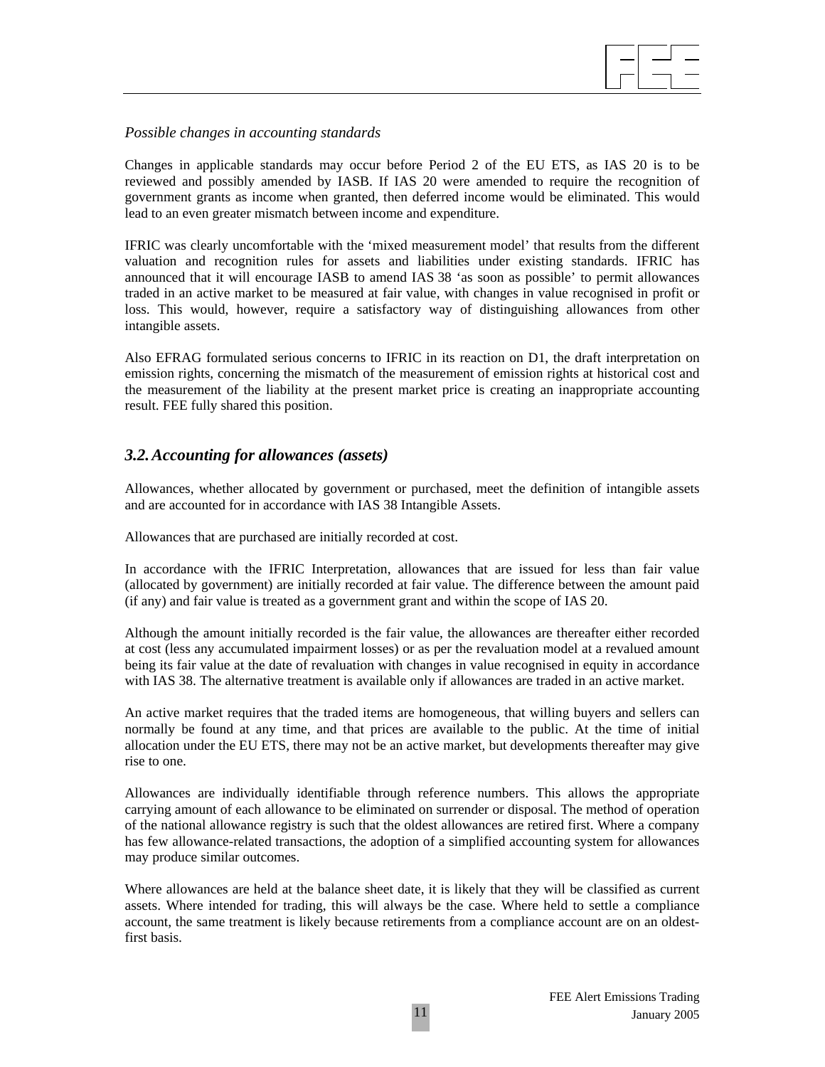*Possible changes in accounting standards*

Changes in applicable standards may occur before Period 2 of the EU ETS, as IAS 20 is to be reviewed and possibly amended by IASB. If IAS 20 were amended to require the recognition of government grants as income when granted, then deferred income would be eliminated. This would lead to an even greater mismatch between income and expenditure.

IFRIC was clearly uncomfortable with the 'mixed measurement model' that results from the different valuation and recognition rules for assets and liabilities under existing standards. IFRIC has announced that it will encourage IASB to amend IAS 38 'as soon as possible' to permit allowances traded in an active market to be measured at fair value, with changes in value recognised in profit or loss. This would, however, require a satisfactory way of distinguishing allowances from other intangible assets.

Also EFRAG formulated serious concerns to IFRIC in its reaction on D1, the draft interpretation on emission rights, concerning the mismatch of the measurement of emission rights at historical cost and the measurement of the liability at the present market price is creating an inappropriate accounting result. FEE fully shared this position.

## *3.2. Accounting for allowances (assets)*

Allowances, whether allocated by government or purchased, meet the definition of intangible assets and are accounted for in accordance with IAS 38 Intangible Assets.

Allowances that are purchased are initially recorded at cost.

In accordance with the IFRIC Interpretation, allowances that are issued for less than fair value (allocated by government) are initially recorded at fair value. The difference between the amount paid (if any) and fair value is treated as a government grant and within the scope of IAS 20.

Although the amount initially recorded is the fair value, the allowances are thereafter either recorded at cost (less any accumulated impairment losses) or as per the revaluation model at a revalued amount being its fair value at the date of revaluation with changes in value recognised in equity in accordance with IAS 38. The alternative treatment is available only if allowances are traded in an active market.

An active market requires that the traded items are homogeneous, that willing buyers and sellers can normally be found at any time, and that prices are available to the public. At the time of initial allocation under the EU ETS, there may not be an active market, but developments thereafter may give rise to one.

Allowances are individually identifiable through reference numbers. This allows the appropriate carrying amount of each allowance to be eliminated on surrender or disposal. The method of operation of the national allowance registry is such that the oldest allowances are retired first. Where a company has few allowance-related transactions, the adoption of a simplified accounting system for allowances may produce similar outcomes.

Where allowances are held at the balance sheet date, it is likely that they will be classified as current assets. Where intended for trading, this will always be the case. Where held to settle a compliance account, the same treatment is likely because retirements from a compliance account are on an oldest-first basis.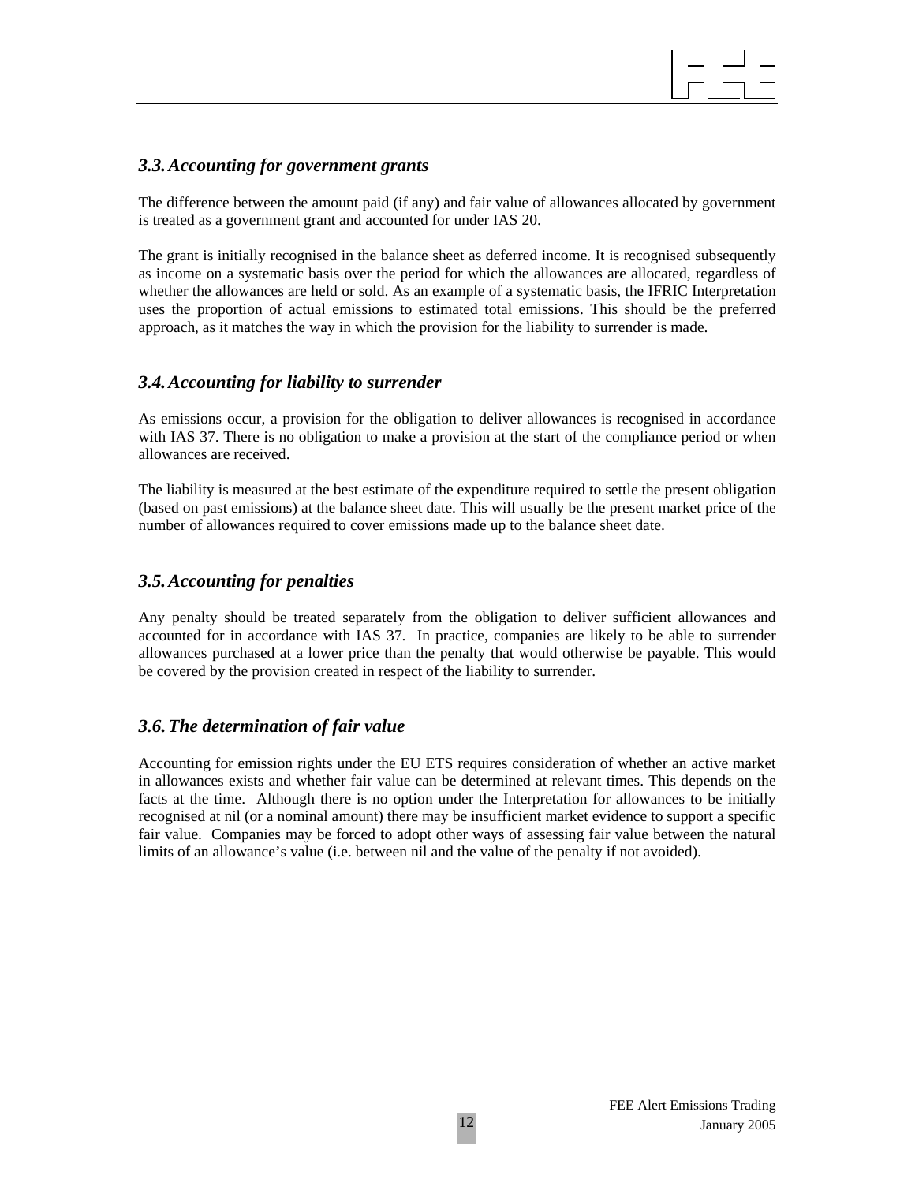### *3.3. Accounting for government grants*

The difference between the amount paid (if any) and fair value of allowances allocated by government is treated as a government grant and accounted for under IAS 20.

The grant is initially recognised in the balance sheet as deferred income. It is recognised subsequently as income on a systematic basis over the period for which the allowances are allocated, regardless of whether the allowances are held or sold. As an example of a systematic basis, the IFRIC Interpretation uses the proportion of actual emissions to estimated total emissions. This should be the preferred approach, as it matches the way in which the provision for the liability to surrender is made.

### *3.4. Accounting for liability to surrender*

As emissions occur, a provision for the obligation to deliver allowances is recognised in accordance with IAS 37. There is no obligation to make a provision at the start of the compliance period or when allowances are received.

The liability is measured at the best estimate of the expenditure required to settle the present obligation (based on past emissions) at the balance sheet date. This will usually be the present market price of the number of allowances required to cover emissions made up to the balance sheet date.

### *3.5. Accounting for penalties*

Any penalty should be treated separately from the obligation to deliver sufficient allowances and accounted for in accordance with IAS 37. In practice, companies are likely to be able to surrender allowances purchased at a lower price than the penalty that would otherwise be payable. This would be covered by the provision created in respect of the liability to surrender.

### *3.6. The determination of fair value*

Accounting for emission rights under the EU ETS requires consideration of whether an active market in allowances exists and whether fair value can be determined at relevant times. This depends on the facts at the time. Although there is no option under the Interpretation for allowances to be initially recognised at nil (or a nominal amount) there may be insufficient market evidence to support a specific fair value. Companies may be forced to adopt other ways of assessing fair value between the natural limits of an allowance's value (i.e. between nil and the value of the penalty if not avoided).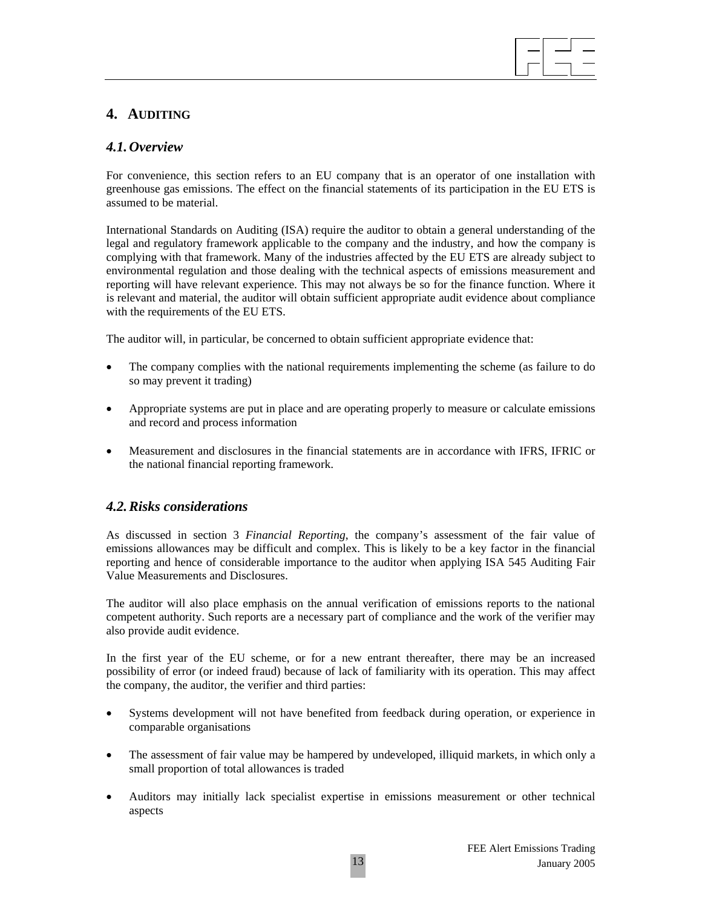# 4. AUDITING

## *4.1. Overview*

For convenience, this section refers to an EU company that is an operator of one installation with greenhouse gas emissions. The effect on the financial statements of its participation in the EU ETS is assumed to be material.

International Standards on Auditing (ISA) require the auditor to obtain a general understanding of the legal and regulatory framework applicable to the company and the industry, and how the company is complying with that framework. Many of the industries affected by the EU ETS are already subject to environmental regulation and those dealing with the technical aspects of emissions measurement and reporting will have relevant experience. This may not always be so for the finance function. Where it is relevant and material, the auditor will obtain sufficient appropriate audit evidence about compliance with the requirements of the EU ETS.

The auditor will, in particular, be concerned to obtain sufficient appropriate evidence that:

- The company complies with the national requirements implementing the scheme (as failure to do so may prevent it trading)
- Appropriate systems are put in place and are operating properly to measure or calculate emissions and record and process information
- Measurement and disclosures in the financial statements are in accordance with IFRS, IFRIC or the national financial reporting framework.

## *4.2. Risks considerations*

As discussed in section 3 *Financial Reporting*, the company's assessment of the fair value of emissions allowances may be difficult and complex. This is likely to be a key factor in the financial reporting and hence of considerable importance to the auditor when applying ISA 545 Auditing Fair Value Measurements and Disclosures.

The auditor will also place emphasis on the annual verification of emissions reports to the national competent authority. Such reports are a necessary part of compliance and the work of the verifier may also provide audit evidence.

In the first year of the EU scheme, or for a new entrant thereafter, there may be an increased possibility of error (or indeed fraud) because of lack of familiarity with its operation. This may affect the company, the auditor, the verifier and third parties:

- Systems development will not have benefited from feedback during operation, or experience in comparable organisations
- The assessment of fair value may be hampered by undeveloped, illiquid markets, in which only a small proportion of total allowances is traded
- Auditors may initially lack specialist expertise in emissions measurement or other technical aspects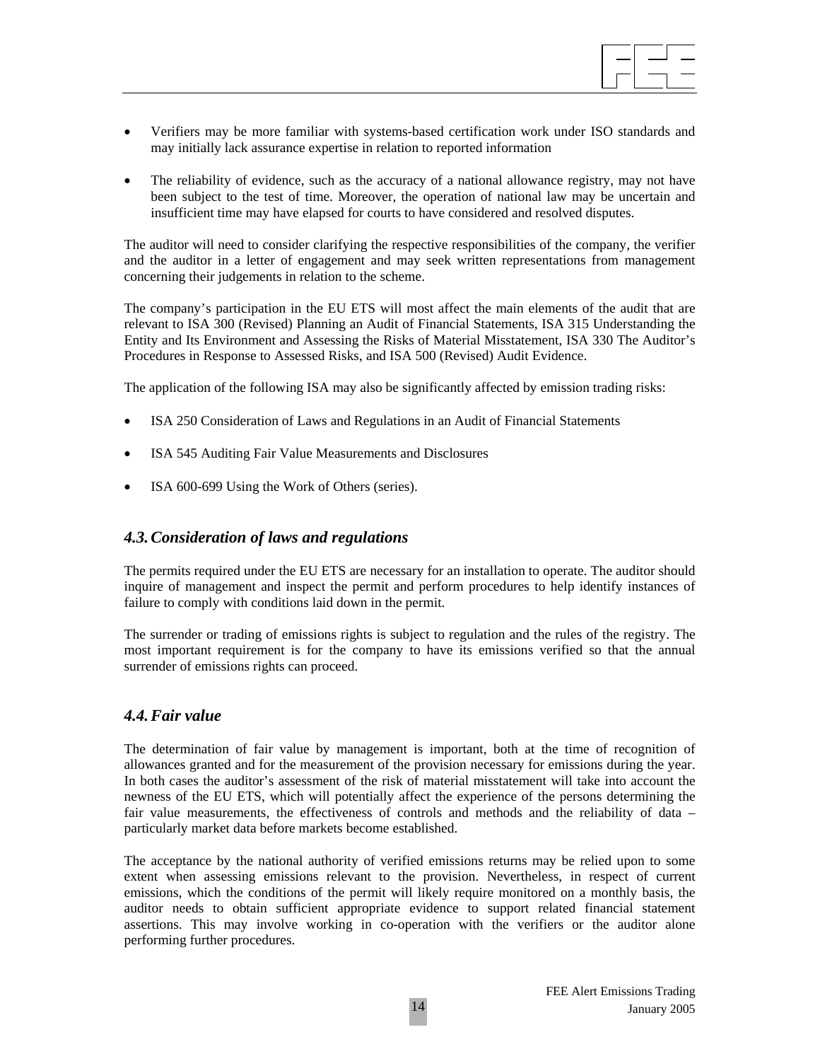- Verifiers may be more familiar with systems-based certification work under ISO standards and may initially lack assurance expertise in relation to reported information

- The reliability of evidence, such as the accuracy of a national allowance registry, may not have been subject to the test of time. Moreover, the operation of national law may be uncertain and insufficient time may have elapsed for courts to have considered and resolved disputes.

The auditor will need to consider clarifying the respective responsibilities of the company, the verifier and the auditor in a letter of engagement and may seek written representations from management concerning their judgements in relation to the scheme.

The company's participation in the EU ETS will most affect the main elements of the audit that are relevant to ISA 300 (Revised) Planning an Audit of Financial Statements, ISA 315 Understanding the Entity and Its Environment and Assessing the Risks of Material Misstatement, ISA 330 The Auditor's Procedures in Response to Assessed Risks, and ISA 500 (Revised) Audit Evidence.

The application of the following ISA may also be significantly affected by emission trading risks:

- ISA 250 Consideration of Laws and Regulations in an Audit of Financial Statements

- ISA 545 Auditing Fair Value Measurements and Disclosures

- ISA 600-699 Using the Work of Others (series).

## *4.3. Consideration of laws and regulations*

The permits required under the EU ETS are necessary for an installation to operate. The auditor should inquire of management and inspect the permit and perform procedures to help identify instances of failure to comply with conditions laid down in the permit.

The surrender or trading of emissions rights is subject to regulation and the rules of the registry. The most important requirement is for the company to have its emissions verified so that the annual surrender of emissions rights can proceed.

## *4.4. Fair value*

The determination of fair value by management is important, both at the time of recognition of allowances granted and for the measurement of the provision necessary for emissions during the year. In both cases the auditor's assessment of the risk of material misstatement will take into account the newness of the EU ETS, which will potentially affect the experience of the persons determining the fair value measurements, the effectiveness of controls and methods and the reliability of data – particularly market data before markets become established.

The acceptance by the national authority of verified emissions returns may be relied upon to some extent when assessing emissions relevant to the provision. Nevertheless, in respect of current emissions, which the conditions of the permit will likely require monitored on a monthly basis, the auditor needs to obtain sufficient appropriate evidence to support related financial statement assertions. This may involve working in co-operation with the verifiers or the auditor alone performing further procedures.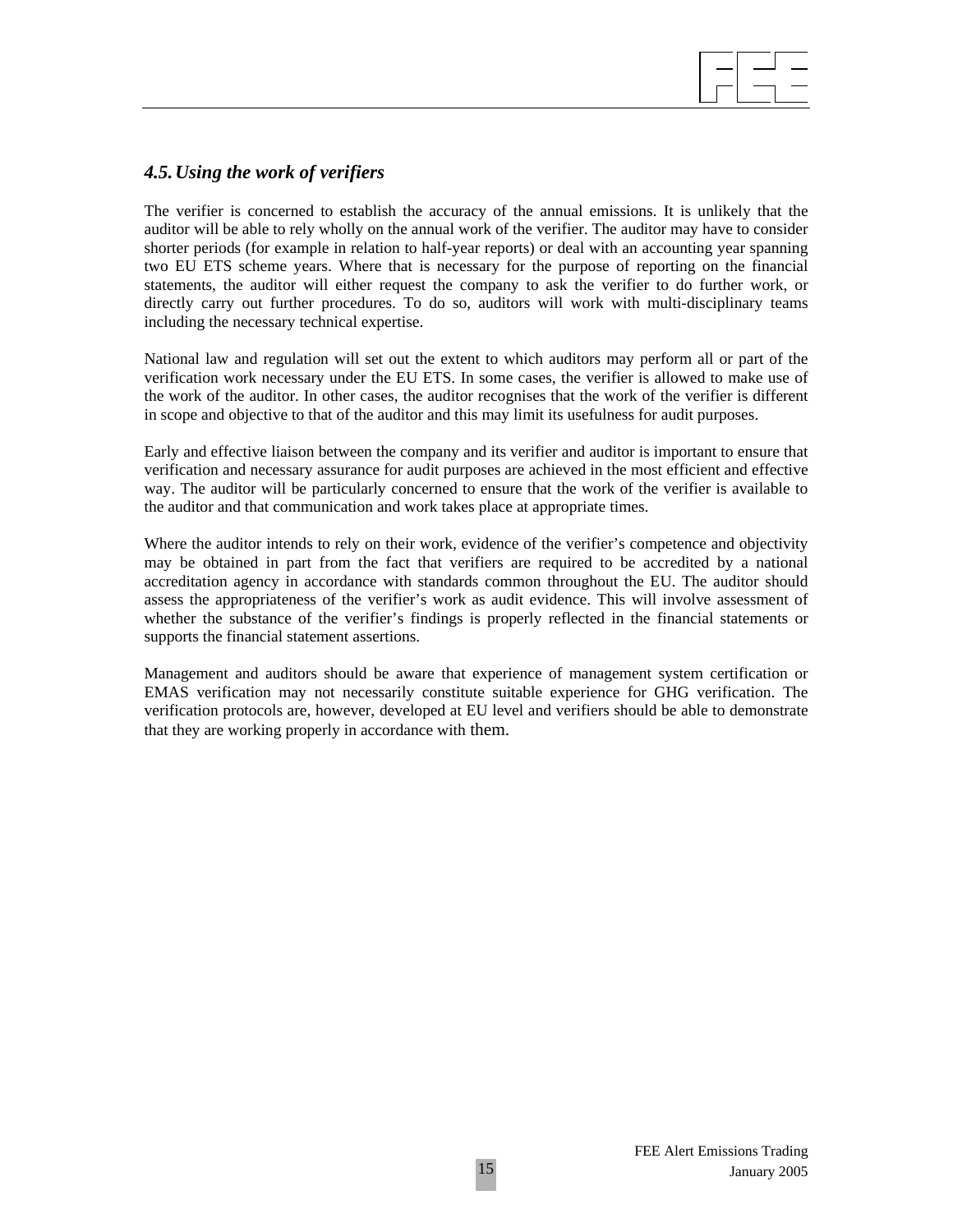### *4.5. Using the work of verifiers*

The verifier is concerned to establish the accuracy of the annual emissions. It is unlikely that the auditor will be able to rely wholly on the annual work of the verifier. The auditor may have to consider shorter periods (for example in relation to half-year reports) or deal with an accounting year spanning two EU ETS scheme years. Where that is necessary for the purpose of reporting on the financial statements, the auditor will either request the company to ask the verifier to do further work, or directly carry out further procedures. To do so, auditors will work with multi-disciplinary teams including the necessary technical expertise.

National law and regulation will set out the extent to which auditors may perform all or part of the verification work necessary under the EU ETS. In some cases, the verifier is allowed to make use of the work of the auditor. In other cases, the auditor recognises that the work of the verifier is different in scope and objective to that of the auditor and this may limit its usefulness for audit purposes.

Early and effective liaison between the company and its verifier and auditor is important to ensure that verification and necessary assurance for audit purposes are achieved in the most efficient and effective way. The auditor will be particularly concerned to ensure that the work of the verifier is available to the auditor and that communication and work takes place at appropriate times.

Where the auditor intends to rely on their work, evidence of the verifier's competence and objectivity may be obtained in part from the fact that verifiers are required to be accredited by a national accreditation agency in accordance with standards common throughout the EU. The auditor should assess the appropriateness of the verifier's work as audit evidence. This will involve assessment of whether the substance of the verifier's findings is properly reflected in the financial statements or supports the financial statement assertions.

Management and auditors should be aware that experience of management system certification or EMAS verification may not necessarily constitute suitable experience for GHG verification. The verification protocols are, however, developed at EU level and verifiers should be able to demonstrate that they are working properly in accordance with them.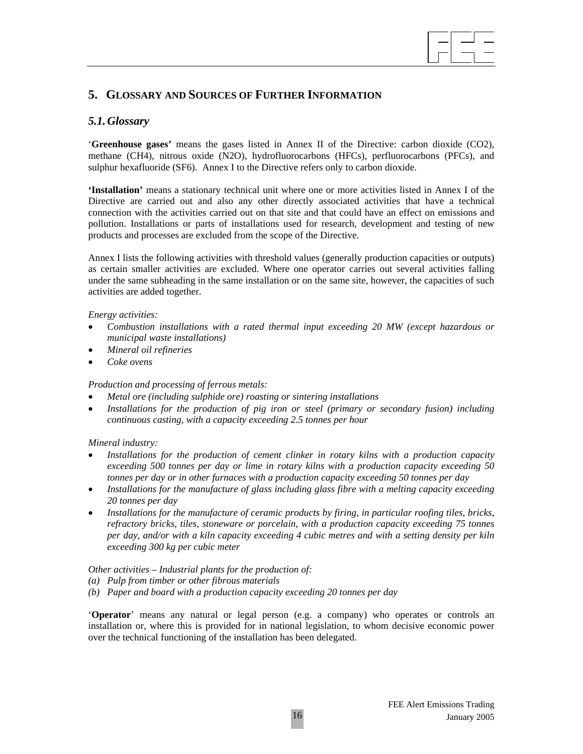## 5. Glossary and Sources of Further Information

### *5.1. Glossary*

'**Greenhouse gases'** means the gases listed in Annex II of the Directive: carbon dioxide ($CO_2$), methane ($CH_4$), nitrous oxide ($N_2O$), hydrofluorocarbons (HFCs), perfluorocarbons (PFCs), and sulphur hexafluoride ($SF_6$). Annex I to the Directive refers only to carbon dioxide.

**'Installation'** means a stationary technical unit where one or more activities listed in Annex I of the Directive are carried out and also any other directly associated activities that have a technical connection with the activities carried out on that site and that could have an effect on emissions and pollution. Installations or parts of installations used for research, development and testing of new products and processes are excluded from the scope of the Directive.

Annex I lists the following activities with threshold values (generally production capacities or outputs) as certain smaller activities are excluded. Where one operator carries out several activities falling under the same subheading in the same installation or on the same site, however, the capacities of such activities are added together.

*Energy activities:*

- *Combustion installations with a rated thermal input exceeding 20 MW (except hazardous or municipal waste installations)*
- *Mineral oil refineries*
- *Coke ovens*

*Production and processing of ferrous metals:*

- *Metal ore (including sulphide ore) roasting or sintering installations*
- *Installations for the production of pig iron or steel (primary or secondary fusion) including continuous casting, with a capacity exceeding 2.5 tonnes per hour*

*Mineral industry:*

- *Installations for the production of cement clinker in rotary kilns with a production capacity exceeding 500 tonnes per day or lime in rotary kilns with a production capacity exceeding 50 tonnes per day or in other furnaces with a production capacity exceeding 50 tonnes per day*
- *Installations for the manufacture of glass including glass fibre with a melting capacity exceeding 20 tonnes per day*
- *Installations for the manufacture of ceramic products by firing, in particular roofing tiles, bricks, refractory bricks, tiles, stoneware or porcelain, with a production capacity exceeding 75 tonnes per day, and/or with a kiln capacity exceeding 4 cubic metres and with a setting density per kiln exceeding 300 kg per cubic meter*

*Other activities – Industrial plants for the production of:*

*(a) Pulp from timber or other fibrous materials*
*(b) Paper and board with a production capacity exceeding 20 tonnes per day*

'**Operator**' means any natural or legal person (e.g. a company) who operates or controls an installation or, where this is provided for in national legislation, to whom decisive economic power over the technical functioning of the installation has been delegated.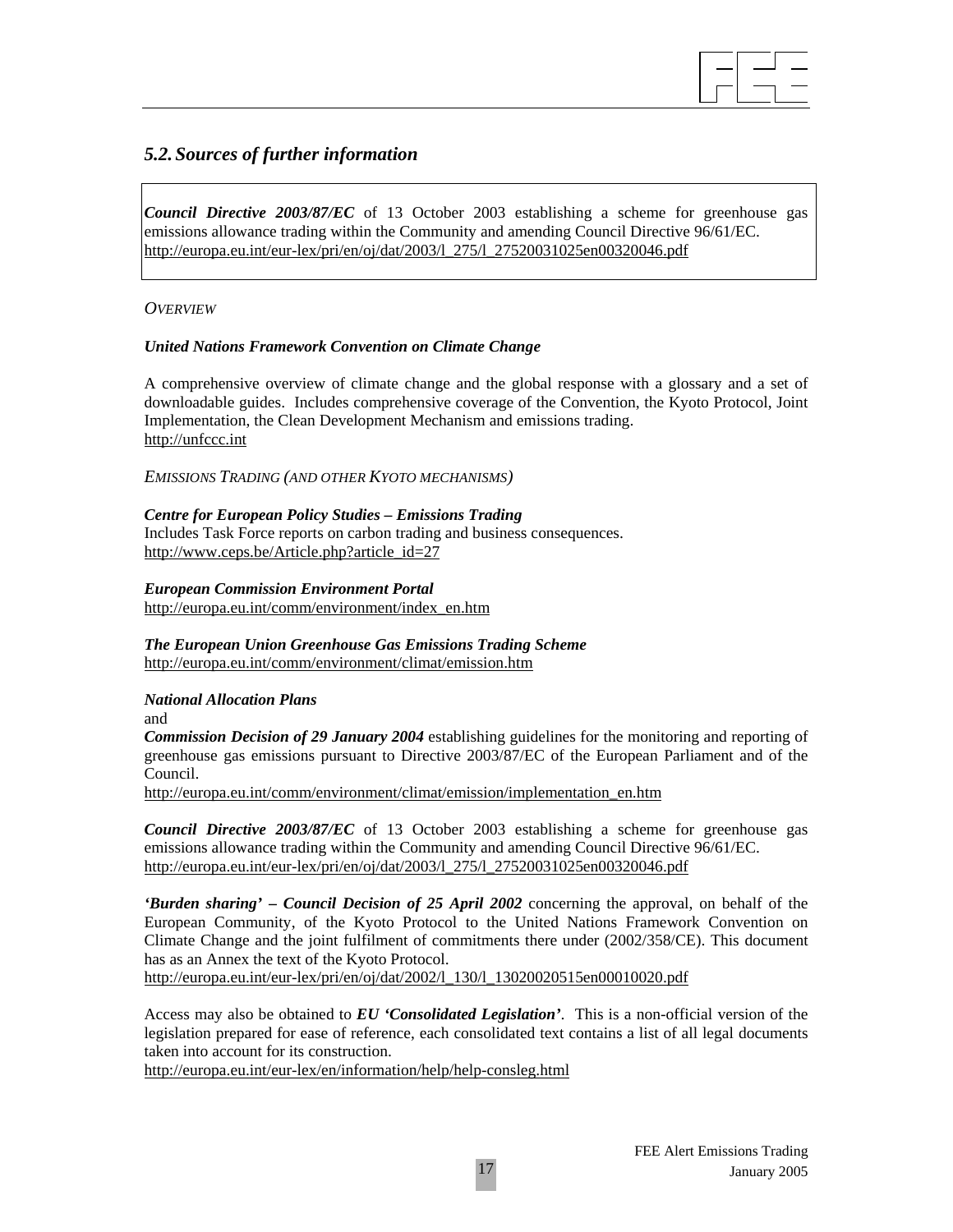## 5.2. Sources of further information

***Council Directive 2003/87/EC*** of 13 October 2003 establishing a scheme for greenhouse gas emissions allowance trading within the Community and amending Council Directive 96/61/EC.
http://europa.eu.int/eur-lex/pri/en/oj/dat/2003/l_275/l_27520031025en00320046.pdf

*OVERVIEW*

***United Nations Framework Convention on Climate Change***

A comprehensive overview of climate change and the global response with a glossary and a set of downloadable guides. Includes comprehensive coverage of the Convention, the Kyoto Protocol, Joint Implementation, the Clean Development Mechanism and emissions trading.
http://unfccc.int

*EMISSIONS TRADING (AND OTHER KYOTO MECHANISMS)*

***Centre for European Policy Studies – Emissions Trading***
Includes Task Force reports on carbon trading and business consequences.
http://www.ceps.be/Article.php?article_id=27

***European Commission Environment Portal***
http://europa.eu.int/comm/environment/index_en.htm

***The European Union Greenhouse Gas Emissions Trading Scheme***
http://europa.eu.int/comm/environment/climat/emission.htm

***National Allocation Plans***
and
***Commission Decision of 29 January 2004*** establishing guidelines for the monitoring and reporting of greenhouse gas emissions pursuant to Directive 2003/87/EC of the European Parliament and of the Council.
http://europa.eu.int/comm/environment/climat/emission/implementation_en.htm

***Council Directive 2003/87/EC*** of 13 October 2003 establishing a scheme for greenhouse gas emissions allowance trading within the Community and amending Council Directive 96/61/EC.
http://europa.eu.int/eur-lex/pri/en/oj/dat/2003/l_275/l_27520031025en00320046.pdf

***'Burden sharing' – Council Decision of 25 April 2002*** concerning the approval, on behalf of the European Community, of the Kyoto Protocol to the United Nations Framework Convention on Climate Change and the joint fulfilment of commitments there under (2002/358/CE). This document has as an Annex the text of the Kyoto Protocol.
http://europa.eu.int/eur-lex/pri/en/oj/dat/2002/l_130/l_13020020515en00010020.pdf

Access may also be obtained to ***EU 'Consolidated Legislation'***. This is a non-official version of the legislation prepared for ease of reference, each consolidated text contains a list of all legal documents taken into account for its construction.
http://europa.eu.int/eur-lex/en/information/help/help-consleg.html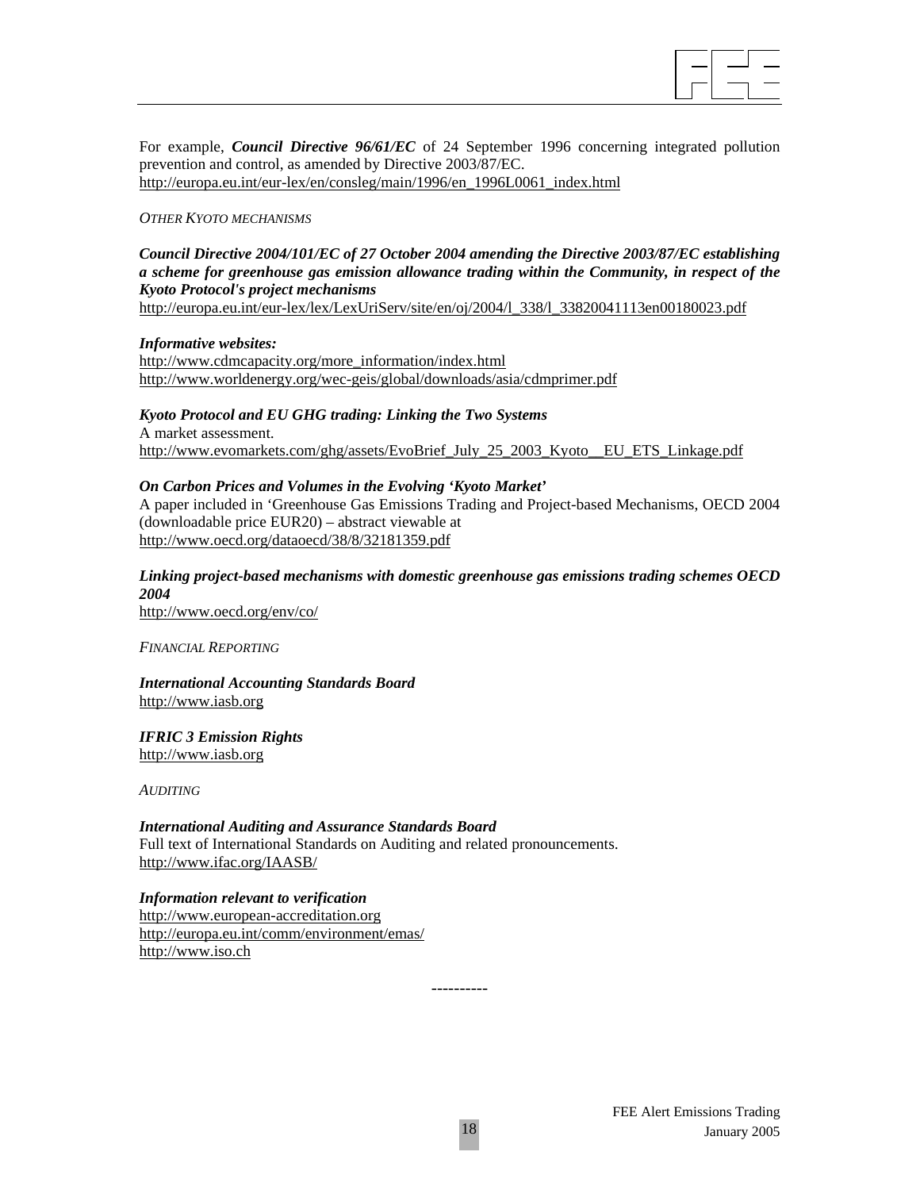For example, ***Council Directive 96/61/EC*** of 24 September 1996 concerning integrated pollution prevention and control, as amended by Directive 2003/87/EC.
http://europa.eu.int/eur-lex/en/consleg/main/1996/en_1996L0061_index.html

*OTHER KYOTO MECHANISMS*

***Council Directive 2004/101/EC of 27 October 2004 amending the Directive 2003/87/EC establishing a scheme for greenhouse gas emission allowance trading within the Community, in respect of the Kyoto Protocol's project mechanisms***
http://europa.eu.int/eur-lex/lex/LexUriServ/site/en/oj/2004/l_338/l_33820041113en00180023.pdf

***Informative websites:***
http://www.cdmcapacity.org/more_information/index.html
http://www.worldenergy.org/wec-geis/global/downloads/asia/cdmprimer.pdf

***Kyoto Protocol and EU GHG trading: Linking the Two Systems***
A market assessment.
http://www.evomarkets.com/ghg/assets/EvoBrief_July_25_2003_Kyoto__EU_ETS_Linkage.pdf

***On Carbon Prices and Volumes in the Evolving 'Kyoto Market'***
A paper included in 'Greenhouse Gas Emissions Trading and Project-based Mechanisms, OECD 2004 (downloadable price EUR20) – abstract viewable at
http://www.oecd.org/dataoecd/38/8/32181359.pdf

***Linking project-based mechanisms with domestic greenhouse gas emissions trading schemes OECD 2004***
http://www.oecd.org/env/co/

*FINANCIAL REPORTING*

***International Accounting Standards Board***
http://www.iasb.org

***IFRIC 3 Emission Rights***
http://www.iasb.org

*AUDITING*

***International Auditing and Assurance Standards Board***
Full text of International Standards on Auditing and related pronouncements.
http://www.ifac.org/IAASB/

***Information relevant to verification***
http://www.european-accreditation.org
http://europa.eu.int/comm/environment/emas/
http://www.iso.ch

----------